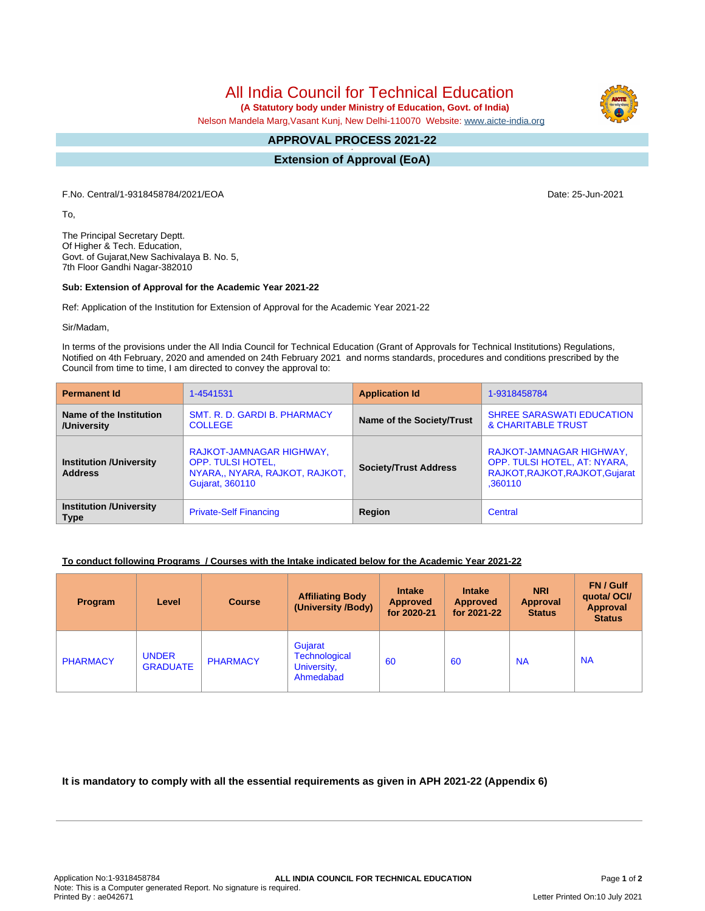# All India Council for Technical Education

**(A Statutory body under Ministry of Education, Govt. of India)**

Nelson Mandela Marg,Vasant Kunj, New Delhi-110070 Website: www.aicte-india.org

## APPROVAL PROCESS 2021-22

## Extension of Approval (EoA)

F.No. Central/1-9318458784/2021/EOA

Date: 25-Jun-2021

To,

The Principal Secretary Deptt.
Of Higher & Tech. Education,
Govt. of Gujarat,New Sachivalaya B. No. 5,
7th Floor Gandhi Nagar-382010

**Sub: Extension of Approval for the Academic Year 2021-22**

Ref: Application of the Institution for Extension of Approval for the Academic Year 2021-22

Sir/Madam,

In terms of the provisions under the All India Council for Technical Education (Grant of Approvals for Technical Institutions) Regulations, Notified on 4th February, 2020 and amended on 24th February 2021 and norms standards, procedures and conditions prescribed by the Council from time to time, I am directed to convey the approval to:

| **Permanent Id** | 1-4541531 | **Application Id** | 1-9318458784 |
|---|---|---|---|
| **Name of the Institution /University** | SMT. R. D. GARDI B. PHARMACY COLLEGE | **Name of the Society/Trust** | SHREE SARASWATI EDUCATION & CHARITABLE TRUST |
| **Institution /University Address** | RAJKOT-JAMNAGAR HIGHWAY, OPP. TULSI HOTEL, NYARA,, NYARA, RAJKOT, RAJKOT, Gujarat, 360110 | **Society/Trust Address** | RAJKOT-JAMNAGAR HIGHWAY, OPP. TULSI HOTEL, AT: NYARA, RAJKOT,RAJKOT,RAJKOT,Gujarat ,360110 |
| **Institution /University Type** | Private-Self Financing | **Region** | Central |

**To conduct following Programs / Courses with the Intake indicated below for the Academic Year 2021-22**

| Program | Level | Course | Affiliating Body (University /Body) | Intake Approved for 2020-21 | Intake Approved for 2021-22 | NRI Approval Status | FN / Gulf quota/ OCI/ Approval Status |
|---|---|---|---|---|---|---|---|
| PHARMACY | UNDER GRADUATE | PHARMACY | Gujarat Technological University, Ahmedabad | 60 | 60 | NA | NA |

**It is mandatory to comply with all the essential requirements as given in APH 2021-22 (Appendix 6)**

Application No:1-9318458784
Note: This is a Computer generated Report. No signature is required.
Printed By : ae042671

Letter Printed On:10 July 2021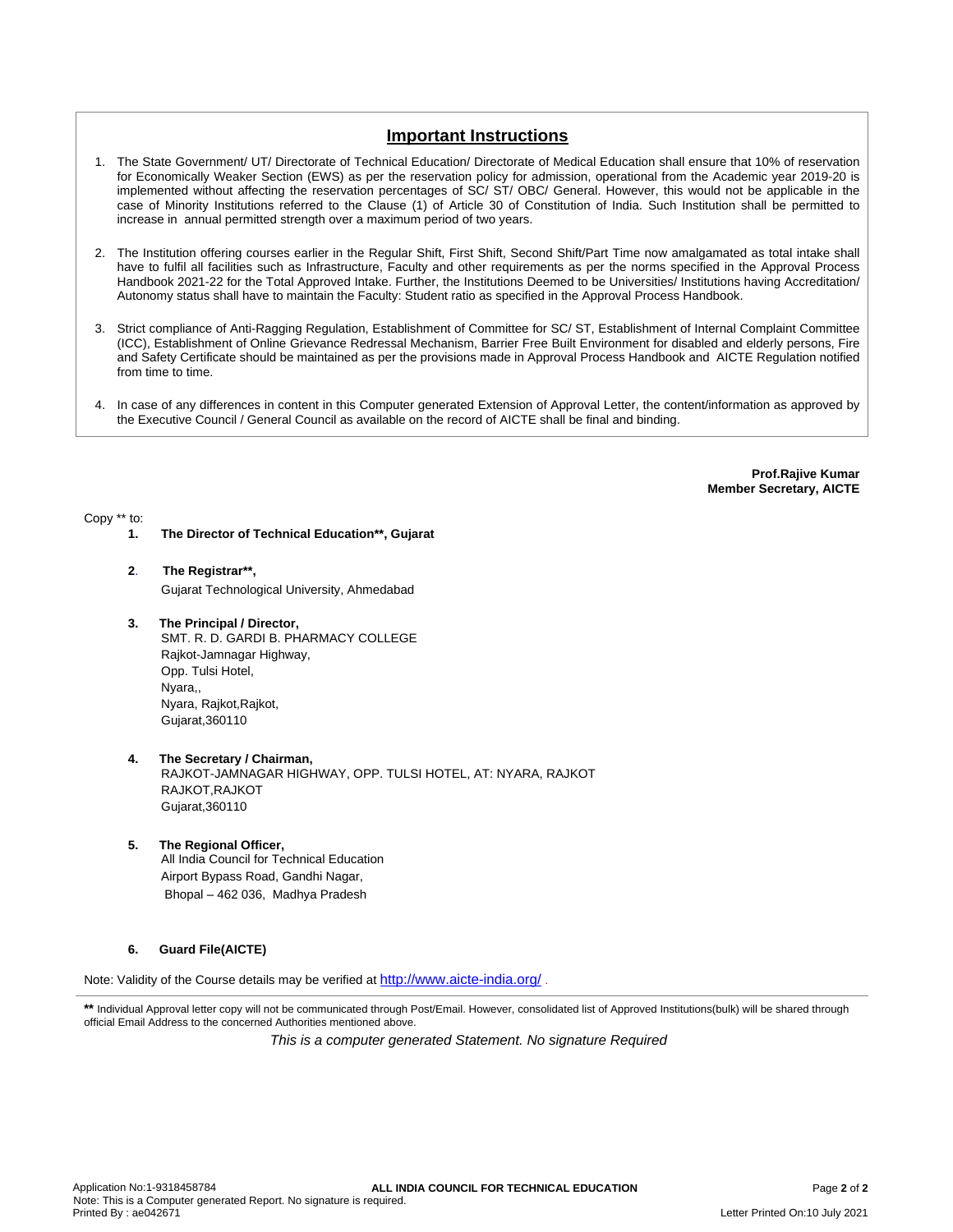## Important Instructions

1. The State Government/ UT/ Directorate of Technical Education/ Directorate of Medical Education shall ensure that 10% of reservation for Economically Weaker Section (EWS) as per the reservation policy for admission, operational from the Academic year 2019-20 is implemented without affecting the reservation percentages of SC/ ST/ OBC/ General. However, this would not be applicable in the case of Minority Institutions referred to the Clause (1) of Article 30 of Constitution of India. Such Institution shall be permitted to increase in annual permitted strength over a maximum period of two years.

2. The Institution offering courses earlier in the Regular Shift, First Shift, Second Shift/Part Time now amalgamated as total intake shall have to fulfil all facilities such as Infrastructure, Faculty and other requirements as per the norms specified in the Approval Process Handbook 2021-22 for the Total Approved Intake. Further, the Institutions Deemed to be Universities/ Institutions having Accreditation/ Autonomy status shall have to maintain the Faculty: Student ratio as specified in the Approval Process Handbook.

3. Strict compliance of Anti-Ragging Regulation, Establishment of Committee for SC/ ST, Establishment of Internal Complaint Committee (ICC), Establishment of Online Grievance Redressal Mechanism, Barrier Free Built Environment for disabled and elderly persons, Fire and Safety Certificate should be maintained as per the provisions made in Approval Process Handbook and AICTE Regulation notified from time to time.

4. In case of any differences in content in this Computer generated Extension of Approval Letter, the content/information as approved by the Executive Council / General Council as available on the record of AICTE shall be final and binding.

**Prof.Rajive Kumar**
**Member Secretary, AICTE**

Copy ** to:

1. **The Director of Technical Education**, Gujarat**

2. **The Registrar**,**
   Gujarat Technological University, Ahmedabad

3. **The Principal / Director,**
   SMT. R. D. GARDI B. PHARMACY COLLEGE
   Rajkot-Jamnagar Highway,
   Opp. Tulsi Hotel,
   Nyara,,
   Nyara, Rajkot,Rajkot,
   Gujarat,360110

4. **The Secretary / Chairman,**
   RAJKOT-JAMNAGAR HIGHWAY, OPP. TULSI HOTEL, AT: NYARA, RAJKOT
   RAJKOT,RAJKOT
   Gujarat,360110

5. **The Regional Officer,**
   All India Council for Technical Education
   Airport Bypass Road, Gandhi Nagar,
   Bhopal – 462 036, Madhya Pradesh

6. **Guard File(AICTE)**

Note: Validity of the Course details may be verified at http://www.aicte-india.org/ .

**\*\*** Individual Approval letter copy will not be communicated through Post/Email. However, consolidated list of Approved Institutions(bulk) will be shared through official Email Address to the concerned Authorities mentioned above.

*This is a computer generated Statement. No signature Required*

Application No:1-9318458784
**ALL INDIA COUNCIL FOR TECHNICAL EDUCATION**
Note: This is a Computer generated Report. No signature is required.
Printed By : ae042671
Letter Printed On:10 July 2021